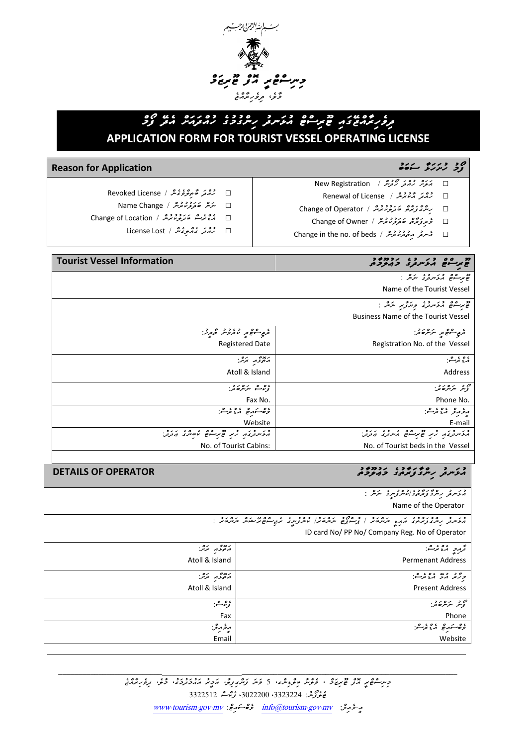بسم الله الرحمن الرحيم

މިނިސްޓްރީ އޮފް ޓޫރިޒަމް

މާލެ، ދިވެހިރާއްޖެ

# ދިވެހިރާއްޖޭގައި ޓޫރިސްޓް އުޅަނދު ހިންގުމުގެ ހުއްދައަށް އެދޭ ފޯމު
# APPLICATION FORM FOR TOURIST VESSEL OPERATING LICENSE

## Reason for Application / ފޯމު ހުށަހަޅާ سަބަބު

- ☐ އަލަށް ހުއްދަ ހޯދުން / New Registration
- ☐ ހުއްދަ އާކުރުން / Renewal of License
- ☐ ހިންގާފަރާތް ބަދަލުކުރުން / Change of Operator
- ☐ ވެރިފަރާތް ބަދަލުކުރުން / Change of Owner
- ☐ އެނދު އިތުރުކުރުން / Change in the no. of beds
- ☐ ހުއްދަ ބާތިލްވެފައިވުން / Revoked License
- ☐ ނަން ބަދަލުކުރުން / Name Change
- ☐ އެޑްރެސް ބަދަލުކުރުން / Change of Location
- ☐ ހުއްދަ ގެއްލިފައިވުން / License Lost

## Tourist Vessel Information / ޓޫރިސްޓް އުޅަނދުގެ މައުލޫމާތު

| | |
|---|---|
| ޓޫރިސްޓް އުޅަނދުގެ ނަން : Name of the Tourist Vessel | |
| ޓޫރިސްޓް އުޅަނދުގެ ވިޔަފާރި ނަން : Business Name of the Tourist Vessel | |
| ރެޖިސްޓްރީ ނަންބަރު: Registration No. of the Vessel | ރެޖިސްޓްރީ ކުރުނު ތާރީޚު: Registered Date |
| އެޑްރެސް: Address | އަތޮޅާއި ރަށް: Atoll & Island |
| ފޯނު ނަންބަރު: Phone No. | ފެކްސް ނަންބަރު: Fax No. |
| އީމެއިލް އެޑްރެސް: E-mail | ވެބްސައިޓް އެޑްރެސް: Website |
| އުޅަނދުގައި ހުރި ޓޫރިސްޓް އެނދުގެ އަދަދު: No. of Tourist beds in the Vessel | އުޅަނދުގައި ހުރި ޓޫރިސްޓް ކެބިންގެ އަދަދު: No. of Tourist Cabins: |

## DETAILS OF OPERATOR / އުޅަނދު ހިންގާފަރާތުގެ މައުލޫމާތު

| | |
|---|---|
| އުޅަނދު ހިންގާފަރާތުގެ/ކުންފުނީގެ ނަން : Name of the Operator | |
| އުޅަނދު ހިންގާފަރާތުގެ އައިޑީ ނަންބަރު / ޕާސްޕޯޓް ނަންބަރު/ ކުންފުނީގެ ރެޖިސްޓްރޭޝަން ނަންބަރު : ID card No/ PP No/ Company Reg. No of Operator | |
| ދާއިމީ އެޑްރެސް: Permenant Address | އަތޮޅާއި ރަށް: Atoll & Island |
| މިހާރު އުޅޭ އެޑްރެސް: Present Address | އަތޮޅާއި ރަށް: Atoll & Island |
| ފޯނު ނަންބަރު: Phone | ފެކްސް: Fax |
| ވެބްސައިޓް އެޑްރެސް: Website | އީމެއިލް: Email |

މިނިސްޓްރީ އޮފް ޓޫރިޒަމް ، ވެލާނާ ބިލްޑިންގ، 5 ވަނަ ފަންގިފިލާ، އަމީނީ މަގު، މާލެ، ދިވެހިރާއްޖެ

ޓެލެފޯން: 3323224، 3022200، ފެކްސް 3322512

އީމެއިލް: info@tourism.gov.mv ވެބްސައިޓް: www.tourism.gov.mv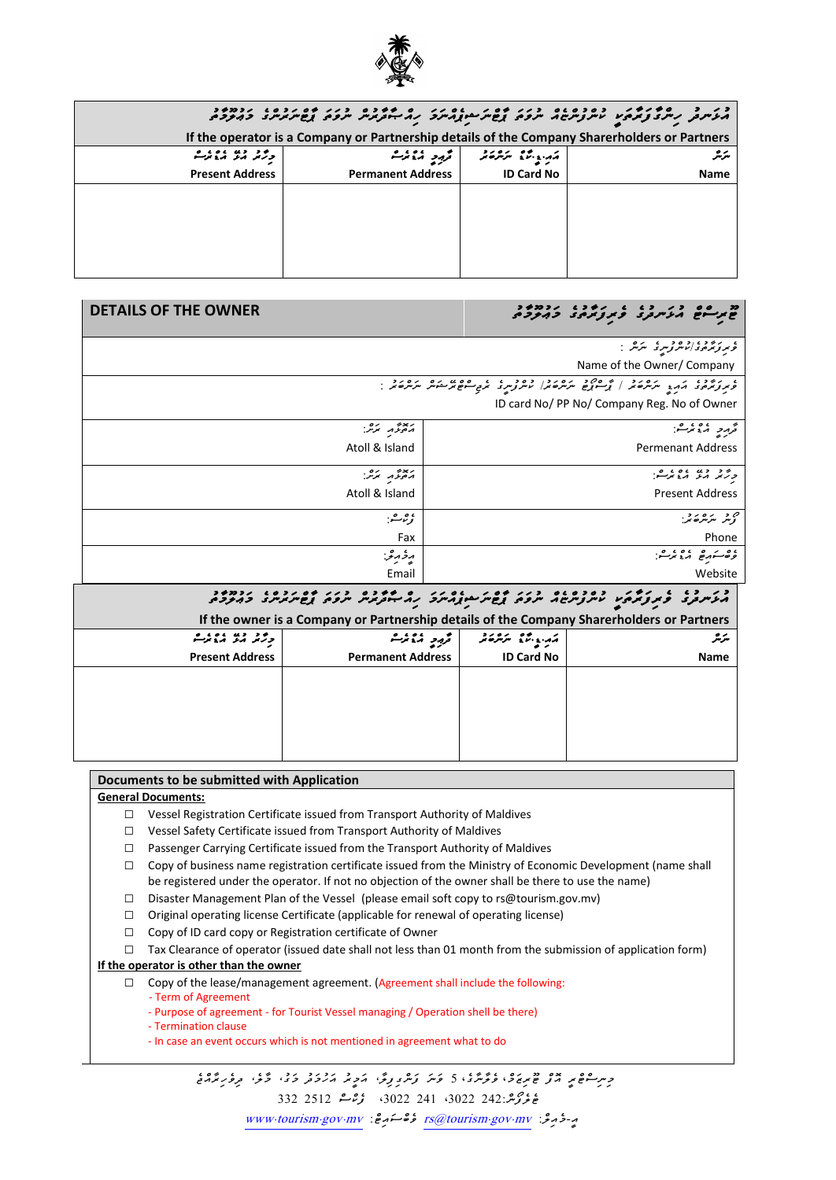| ދައުލަތުގެ ނިޝާން | | | |
|---|---|---|---|
| **އޮޕަރޭޓަރަކީ ކުންފުންޏެއް ނުވަތަ ޕާޓްނަރޝިޕެއްނަމަ ހިއްސާދާރުންގެ ނުވަތަ ޕާޓްނަރުންގެ މަޢުލޫމާތު** | | | |
| **If the operator is a Company or Partnership details of the Company Sharerholders or Partners** | | | |
| މިހާރު އުޅޭ އެޑްރެސް **Present Address** | ދާއިމީ އެޑްރެސް **Permanent Address** | އައިޑީކާޑު ނަންބަރު **ID Card No** | ނަން **Name** |
| | | | |

| **DETAILS OF THE OWNER** | ބޯޓުގެ އޮނަރުގެ ވެރިފަރާތުގެ މަޢުލޫމާތު |
|---|---|
| ވެރިފަރާތުގެ/ކުންފުނީގެ ނަން : Name of the Owner/ Company | |
| ވެރިފަރާތުގެ އައިޑީ ނަންބަރު / ޕާސްޕޯޓް ނަންބަރު/ ކުންފުނީގެ ރަޖިސްޓްރޭޝަން ނަންބަރު : ID card No/ PP No/ Company Reg. No of Owner | |
| އަތޮޅާއި ރަށް: Atoll & Island | ދާއިމީ އެޑްރެސް: Permenant Address |
| އަތޮޅާއި ރަށް: Atoll & Island | މިހާރު އުޅޭ އެޑްރެސް: Present Address |
| ފެކްސް: Fax | ފޯން ނަންބަރު: Phone |
| އީމެއިލް: Email | ވެބްސައިޓް އެޑްރެސް: Website |

| **އޮނަރުގެ ވެރިފަރާތަކީ ކުންފުންޏެއް ނުވަތަ ޕާޓްނަރޝިޕެއްނަމަ ހިއްސާދާރުންގެ ނުވަތަ ޕާޓްނަރުންގެ މަޢުލޫމާތު** | | | |
|---|---|---|---|
| **If the owner is a Company or Partnership details of the Company Sharerholders or Partners** | | | |
| މިހާރު އުޅޭ އެޑްރެސް **Present Address** | ދާއިމީ އެޑްރެސް **Permanent Address** | އައިޑީކާޑު ނަންބަރު **ID Card No** | ނަން **Name** |
| | | | |

**Documents to be submitted with Application**

**General Documents:**

- ☐ Vessel Registration Certificate issued from Transport Authority of Maldives
- ☐ Vessel Safety Certificate issued from Transport Authority of Maldives
- ☐ Passenger Carrying Certificate issued from the Transport Authority of Maldives
- ☐ Copy of business name registration certificate issued from the Ministry of Economic Development (name shall be registered under the operator. If not no objection of the owner shall be there to use the name)
- ☐ Disaster Management Plan of the Vessel (please email soft copy to rs@tourism.gov.mv)
- ☐ Original operating license Certificate (applicable for renewal of operating license)
- ☐ Copy of ID card copy or Registration certificate of Owner
- ☐ Tax Clearance of operator (issued date shall not less than 01 month from the submission of application form)

**If the operator is other than the owner**

- ☐ Copy of the lease/management agreement. (Agreement shall include the following:
  - Term of Agreement
  - Purpose of agreement - for Tourist Vessel managing / Operation shell be there)
  - Termination clause
  - In case an event occurs which is not mentioned in agreement what to do

މިނިސްޓްރީ އޮފް ޓޫރިޒަމް، ވެލާނާގެ، 5 ވަނަ ފަންގިފިލާ، އަމީރު އަޙްމަދު މަގު، މާލެ، ދިވެހިރާއްޖެ

ޓެލެފޯން:242 3022، 241 3022 ފެކްސް 2512 332

އީމެއިލް: rs@tourism.gov.mv ވެބްސައިޓް: www.tourism.gov.mv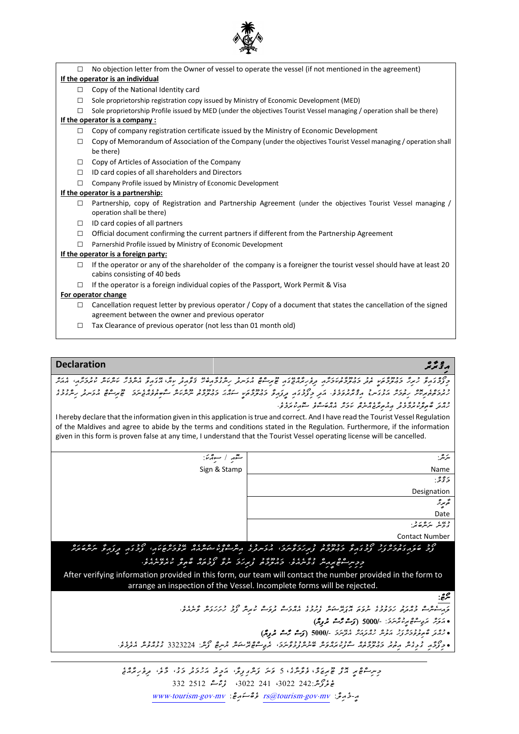- ☐ No objection letter from the Owner of vessel to operate the vessel (if not mentioned in the agreement)

**If the operator is an individual**

- ☐ Copy of the National Identity card
- ☐ Sole proprietorship registration copy issued by Ministry of Economic Development (MED)
- ☐ Sole proprietorship Profile issued by MED (under the objectives Tourist Vessel managing / operation shall be there)

**If the operator is a company :**

- ☐ Copy of company registration certificate issued by the Ministry of Economic Development
- ☐ Copy of Memorandum of Association of the Company (under the objectives Tourist Vessel managing / operation shall be there)
- ☐ Copy of Articles of Association of the Company
- ☐ ID card copies of all shareholders and Directors
- ☐ Company Profile issued by Ministry of Economic Development

**If the operator is a partnership:**

- ☐ Partnership, copy of Registration and Partnership Agreement (under the objectives Tourist Vessel managing / operation shall be there)
- ☐ ID card copies of all partners
- ☐ Official document confirming the current partners if different from the Partnership Agreement
- ☐ Parnershid Profile issued by Ministry of Economic Development

**If the operator is a foreign party:**

- ☐ If the operator or any of the shareholder of the company is a foreigner the tourist vessel should have at least 20 cabins consisting of 40 beds
- ☐ If the operator is a foreign individual copies of the Passport, Work Permit & Visa

**For operator change**

- ☐ Cancellation request letter by previous operator / Copy of a document that states the cancellation of the signed agreement between the owner and previous operator
- ☐ Tax Clearance of previous operator (not less than 01 month old)

## Declaration | އިޤްރާރު

މި ފޯމުގައި ދީފައިވާ މަޢުލޫމާތަކީ ތެދު މަޢުލޫމާތެވެ. ...

I hereby declare that the information given in this application is true and correct. And I have read the Tourist Vessel Regulation of the Maldives and agree to abide by the terms and conditions stated in the Regulation. Furthermore, if the information given in this form is proven false at any time, I understand that the Tourist Vessel operating license will be cancelled.

| | |
|---|---|
| ނަން: Name | ސޮއި / ސިއްކަ: Sign & Stamp |
| މަޤާމު: Designation | |
| ތާރީޚު: Date | |
| ފޯނު ނަންބަރު: Contact Number | |

**After verifying information provided in this form, our team will contact the number provided in the form to arrange an inspection of the Vessel. Incomplete forms will be rejected.**

**ނޯޓް:**

- އަލަށް ރަޖިސްޓްރީކުރުމަށް: -/5000 (ފަސްހާސް ރުފިޔާ)
- ހިންގާ ފަރާތް ބަދަލުކުރުމަށް: -/5000 (ފަސްހާސް ރުފިޔާ)
- ... ފޯނު ނަންބަރު: 3323224 ...